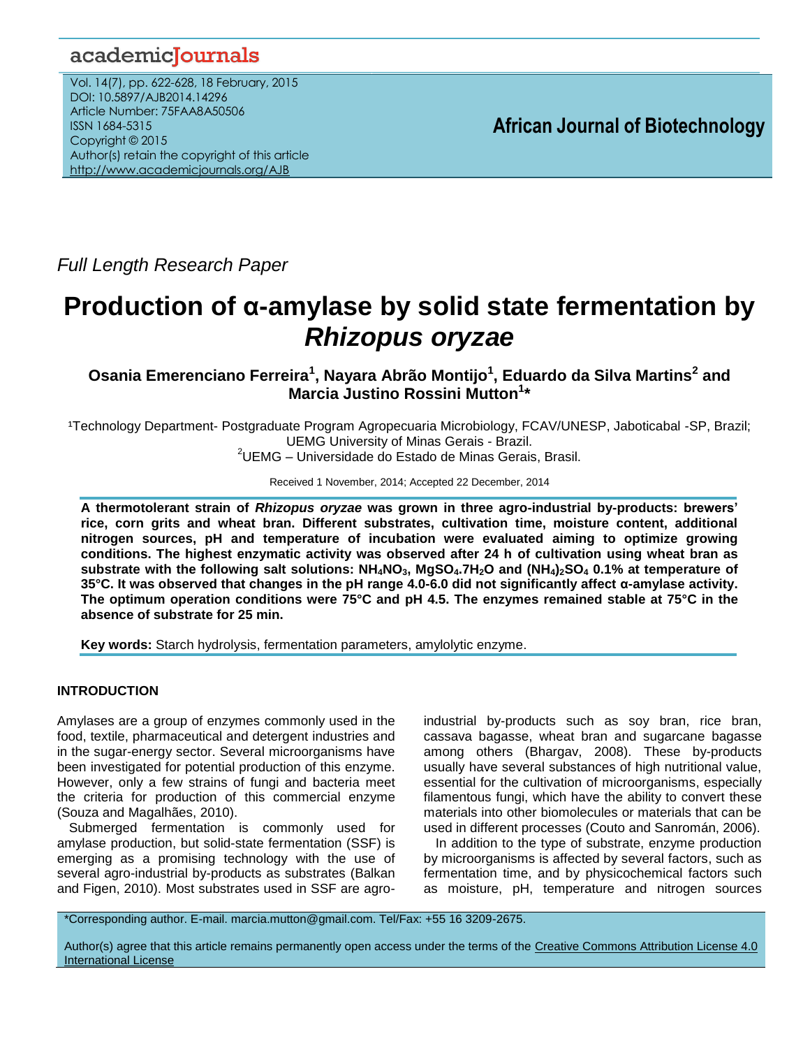Full Length Research Paper

# Production of α-amylase by solid state fermentation by *Rhizopus oryzae*

**Osania Emerenciano Ferreira[1], Nayara Abrão Montijo[1], Eduardo da Silva Martins[2] and Marcia Justino Rossini Mutton[1]***

[1]Technology Department- Postgraduate Program Agropecuaria Microbiology, FCAV/UNESP, Jaboticabal -SP, Brazil; UEMG University of Minas Gerais - Brazil.
[2]UEMG – Universidade do Estado de Minas Gerais, Brasil.

Received 1 November, 2014; Accepted 22 December, 2014

**A thermotolerant strain of *Rhizopus oryzae* was grown in three agro-industrial by-products: brewers' rice, corn grits and wheat bran. Different substrates, cultivation time, moisture content, additional nitrogen sources, pH and temperature of incubation were evaluated aiming to optimize growing conditions. The highest enzymatic activity was observed after 24 h of cultivation using wheat bran as substrate with the following salt solutions: $NH_4NO_3$, $MgSO_4.7H_2O$ and $(NH_4)_2SO_4$ 0.1% at temperature of 35°C. It was observed that changes in the pH range 4.0-6.0 did not significantly affect α-amylase activity. The optimum operation conditions were 75°C and pH 4.5. The enzymes remained stable at 75°C in the absence of substrate for 25 min.**

**Key words:** Starch hydrolysis, fermentation parameters, amylolytic enzyme.

## INTRODUCTION

Amylases are a group of enzymes commonly used in the food, textile, pharmaceutical and detergent industries and in the sugar-energy sector. Several microorganisms have been investigated for potential production of this enzyme. However, only a few strains of fungi and bacteria meet the criteria for production of this commercial enzyme (Souza and Magalhães, 2010).

Submerged fermentation is commonly used for amylase production, but solid-state fermentation (SSF) is emerging as a promising technology with the use of several agro-industrial by-products as substrates (Balkan and Figen, 2010). Most substrates used in SSF are agro-industrial by-products such as soy bran, rice bran, cassava bagasse, wheat bran and sugarcane bagasse among others (Bhargav, 2008). These by-products usually have several substances of high nutritional value, essential for the cultivation of microorganisms, especially filamentous fungi, which have the ability to convert these materials into other biomolecules or materials that can be used in different processes (Couto and Sanromán, 2006).

In addition to the type of substrate, enzyme production by microorganisms is affected by several factors, such as fermentation time, and by physicochemical factors such as moisture, pH, temperature and nitrogen sources

*Corresponding author. E-mail. marcia.mutton@gmail.com. Tel/Fax: +55 16 3209-2675.

Author(s) agree that this article remains permanently open access under the terms of the Creative Commons Attribution License 4.0 International License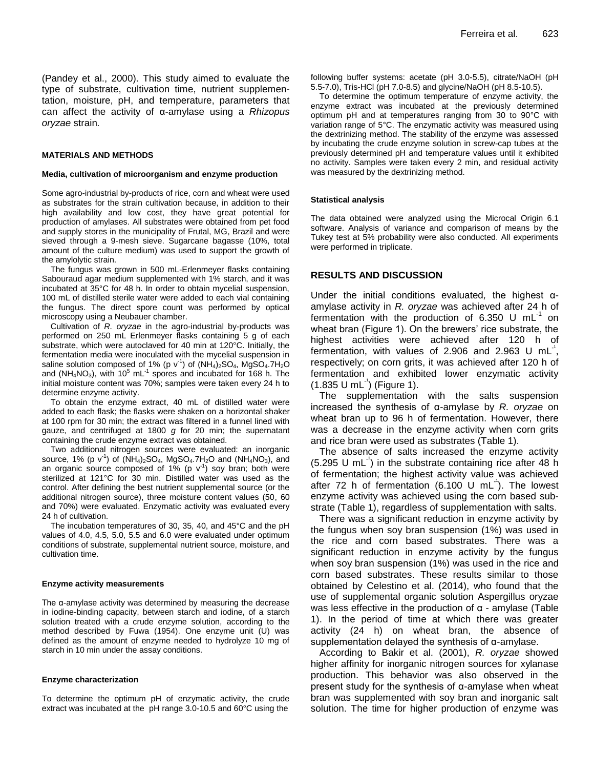(Pandey et al., 2000). This study aimed to evaluate the type of substrate, cultivation time, nutrient supplementation, moisture, pH, and temperature, parameters that can affect the activity of α-amylase using a *Rhizopus oryzae* strain.

## MATERIALS AND METHODS

### Media, cultivation of microorganism and enzyme production

Some agro-industrial by-products of rice, corn and wheat were used as substrates for the strain cultivation because, in addition to their high availability and low cost, they have great potential for production of amylases. All substrates were obtained from pet food and supply stores in the municipality of Frutal, MG, Brazil and were sieved through a 9-mesh sieve. Sugarcane bagasse (10%, total amount of the culture medium) was used to support the growth of the amylolytic strain.

The fungus was grown in 500 mL-Erlenmeyer flasks containing Sabouraud agar medium supplemented with 1% starch, and it was incubated at 35°C for 48 h. In order to obtain mycelial suspension, 100 mL of distilled sterile water were added to each vial containing the fungus. The direct spore count was performed by optical microscopy using a Neubauer chamber.

Cultivation of *R. oryzae* in the agro-industrial by-products was performed on 250 mL Erlenmeyer flasks containing 5 g of each substrate, which were autoclaved for 40 min at 120°C. Initially, the fermentation media were inoculated with the mycelial suspension in saline solution composed of 1% (p $v^{-1}$) of $(NH_4)_2SO_4$, $MgSO_4.7H_2O$ and $(NH_4NO_3)$, with $10^5$ $mL^{-1}$ spores and incubated for 168 h. The initial moisture content was 70%; samples were taken every 24 h to determine enzyme activity.

To obtain the enzyme extract, 40 mL of distilled water were added to each flask; the flasks were shaken on a horizontal shaker at 100 rpm for 30 min; the extract was filtered in a funnel lined with gauze, and centrifuged at 1800 *g* for 20 min; the supernatant containing the crude enzyme extract was obtained.

Two additional nitrogen sources were evaluated: an inorganic source, 1% (p $v^{-1}$) of $(NH_4)_2SO_4$, $MgSO_4.7H_2O$ and $(NH_4NO_3)$, and an organic source composed of 1% (p $v^{-1}$) soy bran; both were sterilized at 121°C for 30 min. Distilled water was used as the control. After defining the best nutrient supplemental source (or the additional nitrogen source), three moisture content values (50, 60 and 70%) were evaluated. Enzymatic activity was evaluated every 24 h of cultivation.

The incubation temperatures of 30, 35, 40, and 45°C and the pH values of 4.0, 4.5, 5.0, 5.5 and 6.0 were evaluated under optimum conditions of substrate, supplemental nutrient source, moisture, and cultivation time.

### Enzyme activity measurements

The α-amylase activity was determined by measuring the decrease in iodine-binding capacity, between starch and iodine, of a starch solution treated with a crude enzyme solution, according to the method described by Fuwa (1954). One enzyme unit (U) was defined as the amount of enzyme needed to hydrolyze 10 mg of starch in 10 min under the assay conditions.

### Enzyme characterization

To determine the optimum pH of enzymatic activity, the crude extract was incubated at the pH range 3.0-10.5 and 60°C using the following buffer systems: acetate (pH 3.0-5.5), citrate/NaOH (pH 5.5-7.0), Tris-HCl (pH 7.0-8.5) and glycine/NaOH (pH 8.5-10.5).

To determine the optimum temperature of enzyme activity, the enzyme extract was incubated at the previously determined optimum pH and at temperatures ranging from 30 to 90°C with variation range of 5°C. The enzymatic activity was measured using the dextrinizing method. The stability of the enzyme was assessed by incubating the crude enzyme solution in screw-cap tubes at the previously determined pH and temperature values until it exhibited no activity. Samples were taken every 2 min, and residual activity was measured by the dextrinizing method.

### Statistical analysis

The data obtained were analyzed using the Microcal Origin 6.1 software. Analysis of variance and comparison of means by the Tukey test at 5% probability were also conducted. All experiments were performed in triplicate.

## RESULTS AND DISCUSSION

Under the initial conditions evaluated, the highest α-amylase activity in *R. oryzae* was achieved after 24 h of fermentation with the production of 6.350 U $mL^{-1}$ on wheat bran (Figure 1). On the brewers' rice substrate, the highest activities were achieved after 120 h of fermentation, with values of 2.906 and 2.963 U $mL^{-1}$, respectively; on corn grits, it was achieved after 120 h of fermentation and exhibited lower enzymatic activity (1.835 U $mL^{-1}$) (Figure 1).

The supplementation with the salts suspension increased the synthesis of α-amylase by *R. oryzae* on wheat bran up to 96 h of fermentation. However, there was a decrease in the enzyme activity when corn grits and rice bran were used as substrates (Table 1).

The absence of salts increased the enzyme activity (5.295 U $mL^{-1}$) in the substrate containing rice after 48 h of fermentation; the highest activity value was achieved after 72 h of fermentation (6.100 U $mL^{-1}$). The lowest enzyme activity was achieved using the corn based substrate (Table 1), regardless of supplementation with salts.

There was a significant reduction in enzyme activity by the fungus when soy bran suspension (1%) was used in the rice and corn based substrates. There was a significant reduction in enzyme activity by the fungus when soy bran suspension (1%) was used in the rice and corn based substrates. These results similar to those obtained by Celestino et al. (2014), who found that the use of supplemental organic solution Aspergillus oryzae was less effective in the production of α - amylase (Table 1). In the period of time at which there was greater activity (24 h) on wheat bran, the absence of supplementation delayed the synthesis of α-amylase.

According to Bakir et al. (2001), *R. oryzae* showed higher affinity for inorganic nitrogen sources for xylanase production. This behavior was also observed in the present study for the synthesis of α-amylase when wheat bran was supplemented with soy bran and inorganic salt solution. The time for higher production of enzyme was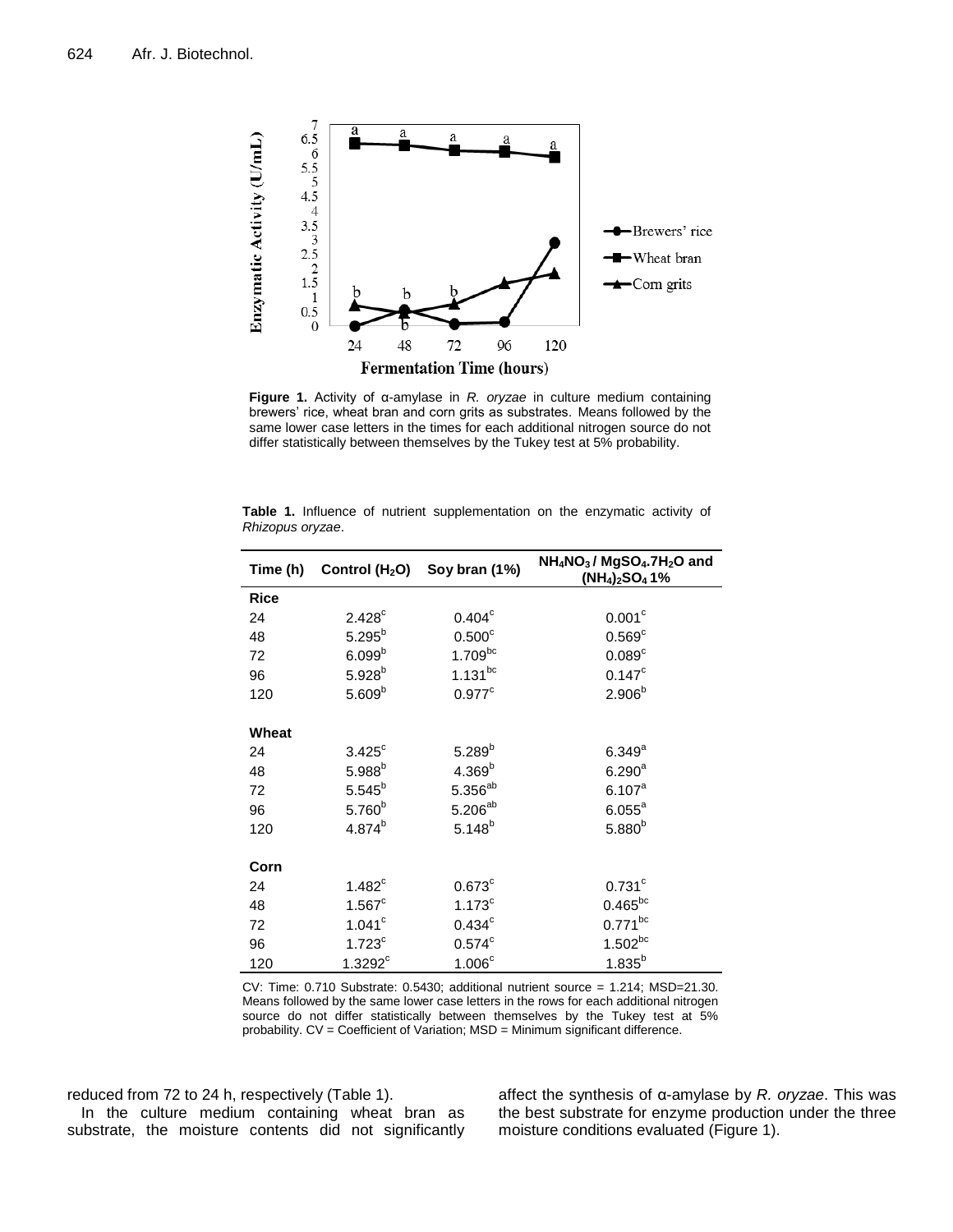**Figure 1.** Activity of α-amylase in *R. oryzae* in culture medium containing brewers' rice, wheat bran and corn grits as substrates. Means followed by the same lower case letters in the times for each additional nitrogen source do not differ statistically between themselves by the Tukey test at 5% probability.

**Table 1.** Influence of nutrient supplementation on the enzymatic activity of *Rhizopus oryzae*.

| Time (h) | Control ($H_2O$) | Soy bran (1%) | $NH_4NO_3$ / $MgSO_4.7H_2O$ and $(NH_4)_2SO_4$ 1% |
|---|---|---|---|
| **Rice** | | | |
| 24 | 2.428$^{c}$ | 0.404$^{c}$ | 0.001$^{c}$ |
| 48 | 5.295$^{b}$ | 0.500$^{c}$ | 0.569$^{c}$ |
| 72 | 6.099$^{b}$ | 1.709$^{bc}$ | 0.089$^{c}$ |
| 96 | 5.928$^{b}$ | 1.131$^{bc}$ | 0.147$^{c}$ |
| 120 | 5.609$^{b}$ | 0.977$^{c}$ | 2.906$^{b}$ |
| **Wheat** | | | |
| 24 | 3.425$^{c}$ | 5.289$^{b}$ | 6.349$^{a}$ |
| 48 | 5.988$^{b}$ | 4.369$^{b}$ | 6.290$^{a}$ |
| 72 | 5.545$^{b}$ | 5.356$^{ab}$ | 6.107$^{a}$ |
| 96 | 5.760$^{b}$ | 5.206$^{ab}$ | 6.055$^{a}$ |
| 120 | 4.874$^{b}$ | 5.148$^{b}$ | 5.880$^{b}$ |
| **Corn** | | | |
| 24 | 1.482$^{c}$ | 0.673$^{c}$ | 0.731$^{c}$ |
| 48 | 1.567$^{c}$ | 1.173$^{c}$ | 0.465$^{bc}$ |
| 72 | 1.041$^{c}$ | 0.434$^{c}$ | 0.771$^{bc}$ |
| 96 | 1.723$^{c}$ | 0.574$^{c}$ | 1.502$^{bc}$ |
| 120 | 1.3292$^{c}$ | 1.006$^{c}$ | 1.835$^{b}$ |

CV: Time: 0.710 Substrate: 0.5430; additional nutrient source = 1.214; MSD=21.30. Means followed by the same lower case letters in the rows for each additional nitrogen source do not differ statistically between themselves by the Tukey test at 5% probability. CV = Coefficient of Variation; MSD = Minimum significant difference.

reduced from 72 to 24 h, respectively (Table 1).

In the culture medium containing wheat bran as substrate, the moisture contents did not significantly affect the synthesis of α-amylase by *R. oryzae*. This was the best substrate for enzyme production under the three moisture conditions evaluated (Figure 1).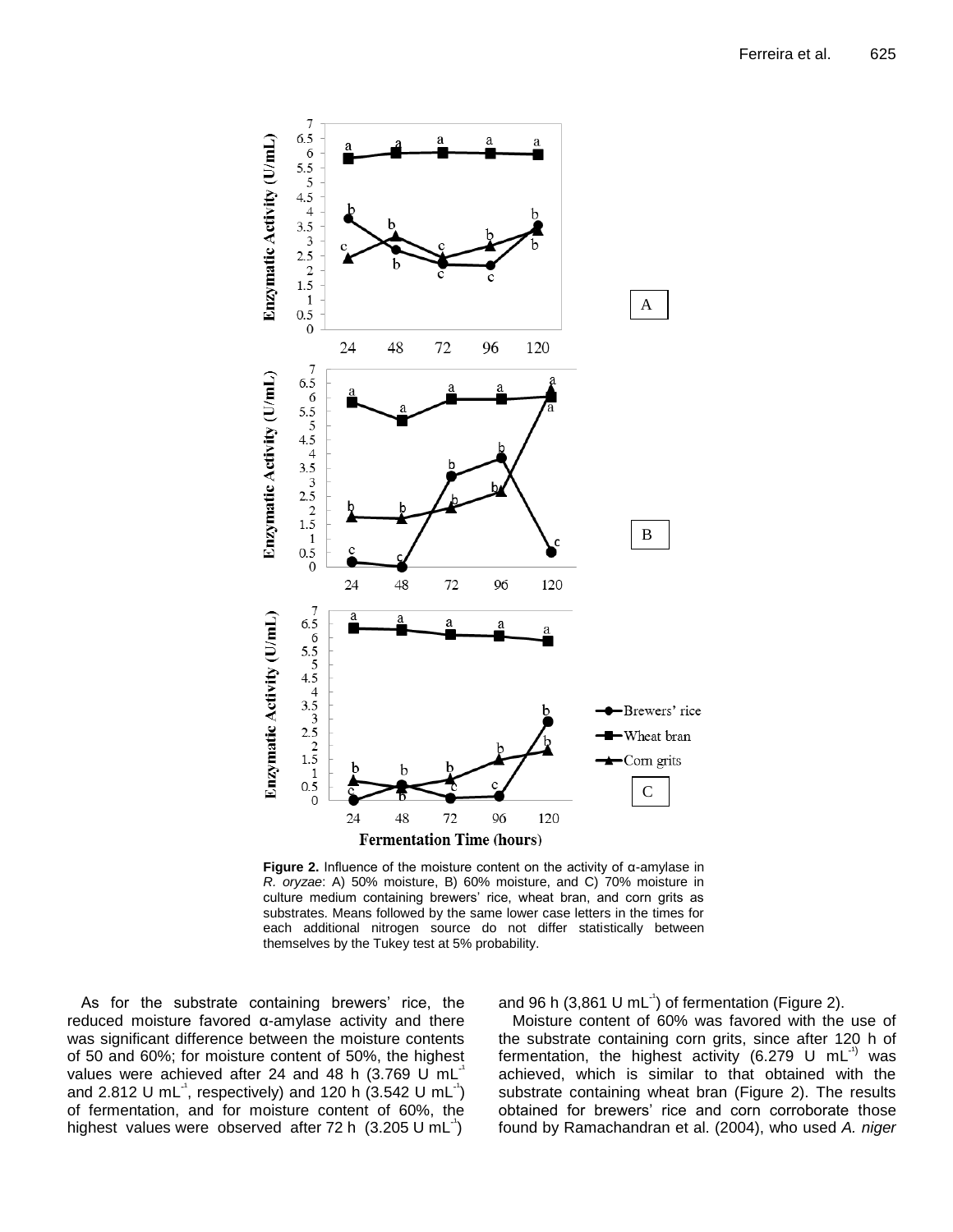**Figure 2.** Influence of the moisture content on the activity of α-amylase in *R. oryzae*: A) 50% moisture, B) 60% moisture, and C) 70% moisture in culture medium containing brewers' rice, wheat bran, and corn grits as substrates. Means followed by the same lower case letters in the times for each additional nitrogen source do not differ statistically between themselves by the Tukey test at 5% probability.

As for the substrate containing brewers' rice, the reduced moisture favored α-amylase activity and there was significant difference between the moisture contents of 50 and 60%; for moisture content of 50%, the highest values were achieved after 24 and 48 h (3.769 U $mL^{-1}$ and 2.812 U $mL^{-1}$, respectively) and 120 h (3.542 U $mL^{-1}$) of fermentation, and for moisture content of 60%, the highest values were observed after 72 h (3.205 U $mL^{-1}$) and 96 h (3,861 U $mL^{-1}$) of fermentation (Figure 2).

Moisture content of 60% was favored with the use of the substrate containing corn grits, since after 120 h of fermentation, the highest activity (6.279 U $mL^{-1}$) was achieved, which is similar to that obtained with the substrate containing wheat bran (Figure 2). The results obtained for brewers' rice and corn corroborate those found by Ramachandran et al. (2004), who used *A. niger*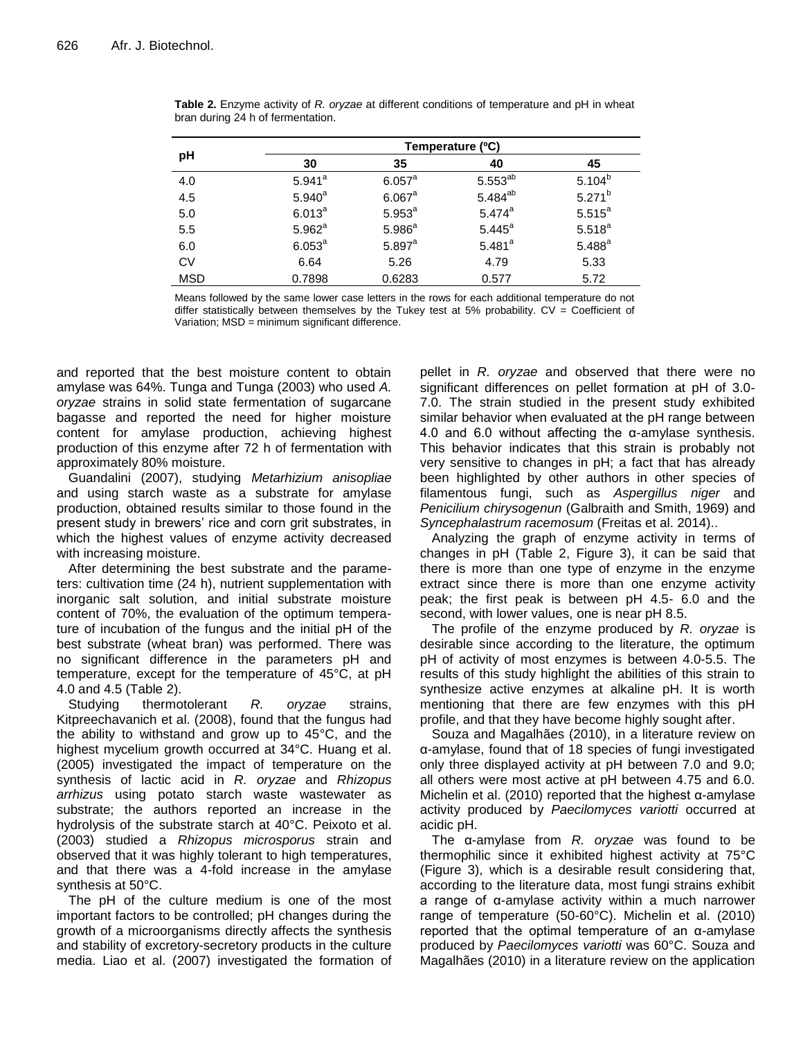**Table 2.** Enzyme activity of *R. oryzae* at different conditions of temperature and pH in wheat bran during 24 h of fermentation.

| pH | Temperature (°C) | | | |
|---|---|---|---|---|
| | 30 | 35 | 40 | 45 |
| 4.0 | 5.941[a] | 6.057[a] | 5.553[ab] | 5.104[b] |
| 4.5 | 5.940[a] | 6.067[a] | 5.484[ab] | 5.271[b] |
| 5.0 | 6.013[a] | 5.953[a] | 5.474[a] | 5.515[a] |
| 5.5 | 5.962[a] | 5.986[a] | 5.445[a] | 5.518[a] |
| 6.0 | 6.053[a] | 5.897[a] | 5.481[a] | 5.488[a] |
| CV | 6.64 | 5.26 | 4.79 | 5.33 |
| MSD | 0.7898 | 0.6283 | 0.577 | 5.72 |

Means followed by the same lower case letters in the rows for each additional temperature do not differ statistically between themselves by the Tukey test at 5% probability. CV = Coefficient of Variation; MSD = minimum significant difference.

and reported that the best moisture content to obtain amylase was 64%. Tunga and Tunga (2003) who used *A. oryzae* strains in solid state fermentation of sugarcane bagasse and reported the need for higher moisture content for amylase production, achieving highest production of this enzyme after 72 h of fermentation with approximately 80% moisture.

Guandalini (2007), studying *Metarhizium anisopliae* and using starch waste as a substrate for amylase production, obtained results similar to those found in the present study in brewers' rice and corn grit substrates, in which the highest values of enzyme activity decreased with increasing moisture.

After determining the best substrate and the parameters: cultivation time (24 h), nutrient supplementation with inorganic salt solution, and initial substrate moisture content of 70%, the evaluation of the optimum temperature of incubation of the fungus and the initial pH of the best substrate (wheat bran) was performed. There was no significant difference in the parameters pH and temperature, except for the temperature of 45°C, at pH 4.0 and 4.5 (Table 2).

Studying thermotolerant *R. oryzae* strains, Kitpreechavanich et al. (2008), found that the fungus had the ability to withstand and grow up to 45°C, and the highest mycelium growth occurred at 34°C. Huang et al. (2005) investigated the impact of temperature on the synthesis of lactic acid in *R. oryzae* and *Rhizopus arrhizus* using potato starch waste wastewater as substrate; the authors reported an increase in the hydrolysis of the substrate starch at 40°C. Peixoto et al. (2003) studied a *Rhizopus microsporus* strain and observed that it was highly tolerant to high temperatures, and that there was a 4-fold increase in the amylase synthesis at 50°C.

The pH of the culture medium is one of the most important factors to be controlled; pH changes during the growth of a microorganisms directly affects the synthesis and stability of excretory-secretory products in the culture media. Liao et al. (2007) investigated the formation of pellet in *R. oryzae* and observed that there were no significant differences on pellet formation at pH of 3.0-7.0. The strain studied in the present study exhibited similar behavior when evaluated at the pH range between 4.0 and 6.0 without affecting the α-amylase synthesis. This behavior indicates that this strain is probably not very sensitive to changes in pH; a fact that has already been highlighted by other authors in other species of filamentous fungi, such as *Aspergillus niger* and *Penicilium chirysogenun* (Galbraith and Smith, 1969) and *Syncephalastrum racemosum* (Freitas et al. 2014)..

Analyzing the graph of enzyme activity in terms of changes in pH (Table 2, Figure 3), it can be said that there is more than one type of enzyme in the enzyme extract since there is more than one enzyme activity peak; the first peak is between pH 4.5- 6.0 and the second, with lower values, one is near pH 8.5.

The profile of the enzyme produced by *R. oryzae* is desirable since according to the literature, the optimum pH of activity of most enzymes is between 4.0-5.5. The results of this study highlight the abilities of this strain to synthesize active enzymes at alkaline pH. It is worth mentioning that there are few enzymes with this pH profile, and that they have become highly sought after.

Souza and Magalhães (2010), in a literature review on α-amylase, found that of 18 species of fungi investigated only three displayed activity at pH between 7.0 and 9.0; all others were most active at pH between 4.75 and 6.0. Michelin et al. (2010) reported that the highest α-amylase activity produced by *Paecilomyces variotti* occurred at acidic pH.

The α-amylase from *R. oryzae* was found to be thermophilic since it exhibited highest activity at 75°C (Figure 3), which is a desirable result considering that, according to the literature data, most fungi strains exhibit a range of α-amylase activity within a much narrower range of temperature (50-60°C). Michelin et al. (2010) reported that the optimal temperature of an α-amylase produced by *Paecilomyces variotti* was 60°C. Souza and Magalhães (2010) in a literature review on the application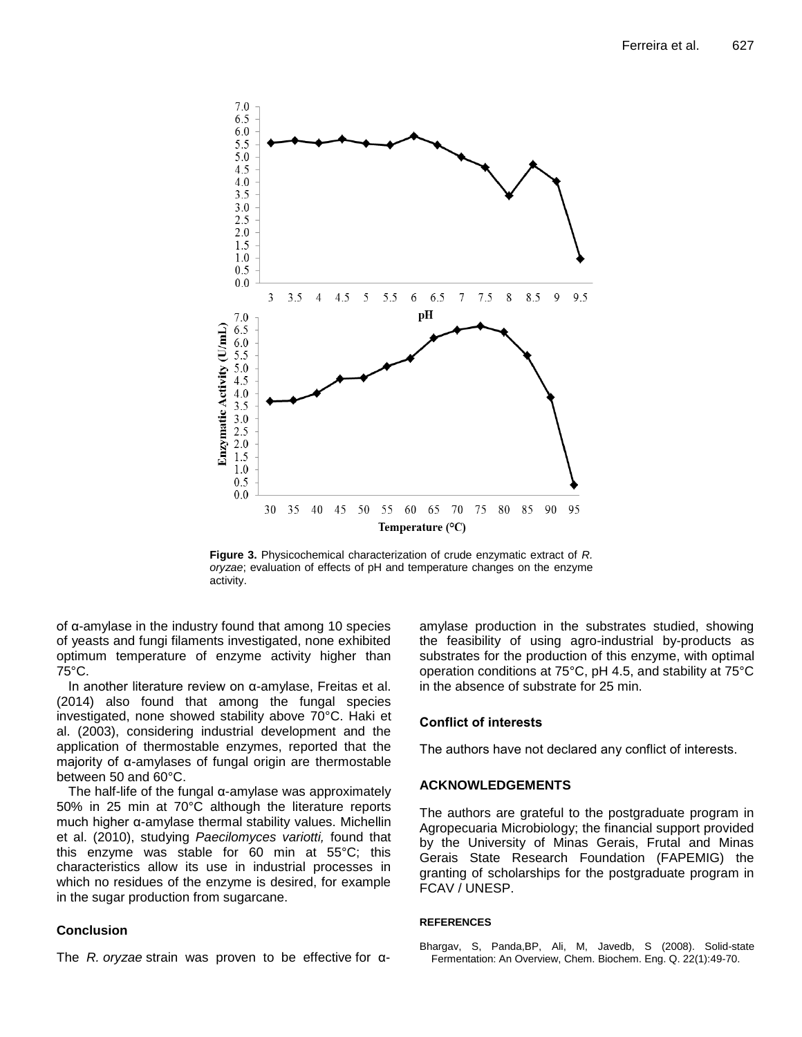**Figure 3.** Physicochemical characterization of crude enzymatic extract of *R. oryzae*; evaluation of effects of pH and temperature changes on the enzyme activity.

of α-amylase in the industry found that among 10 species of yeasts and fungi filaments investigated, none exhibited optimum temperature of enzyme activity higher than 75°C.

In another literature review on α-amylase, Freitas et al. (2014) also found that among the fungal species investigated, none showed stability above 70°C. Haki et al. (2003), considering industrial development and the application of thermostable enzymes, reported that the majority of α-amylases of fungal origin are thermostable between 50 and 60°C.

The half-life of the fungal α-amylase was approximately 50% in 25 min at 70°C although the literature reports much higher α-amylase thermal stability values. Michellin et al. (2010), studying *Paecilomyces variotti,* found that this enzyme was stable for 60 min at 55°C; this characteristics allow its use in industrial processes in which no residues of the enzyme is desired, for example in the sugar production from sugarcane.

## Conclusion

The *R. oryzae* strain was proven to be effective for α-amylase production in the substrates studied, showing the feasibility of using agro-industrial by-products as substrates for the production of this enzyme, with optimal operation conditions at 75°C, pH 4.5, and stability at 75°C in the absence of substrate for 25 min.

## Conflict of interests

The authors have not declared any conflict of interests.

## ACKNOWLEDGEMENTS

The authors are grateful to the postgraduate program in Agropecuaria Microbiology; the financial support provided by the University of Minas Gerais, Frutal and Minas Gerais State Research Foundation (FAPEMIG) the granting of scholarships for the postgraduate program in FCAV / UNESP.

## REFERENCES

Bhargav, S, Panda,BP, Ali, M, Javedb, S (2008). Solid-state Fermentation: An Overview, Chem. Biochem. Eng. Q. 22(1):49-70.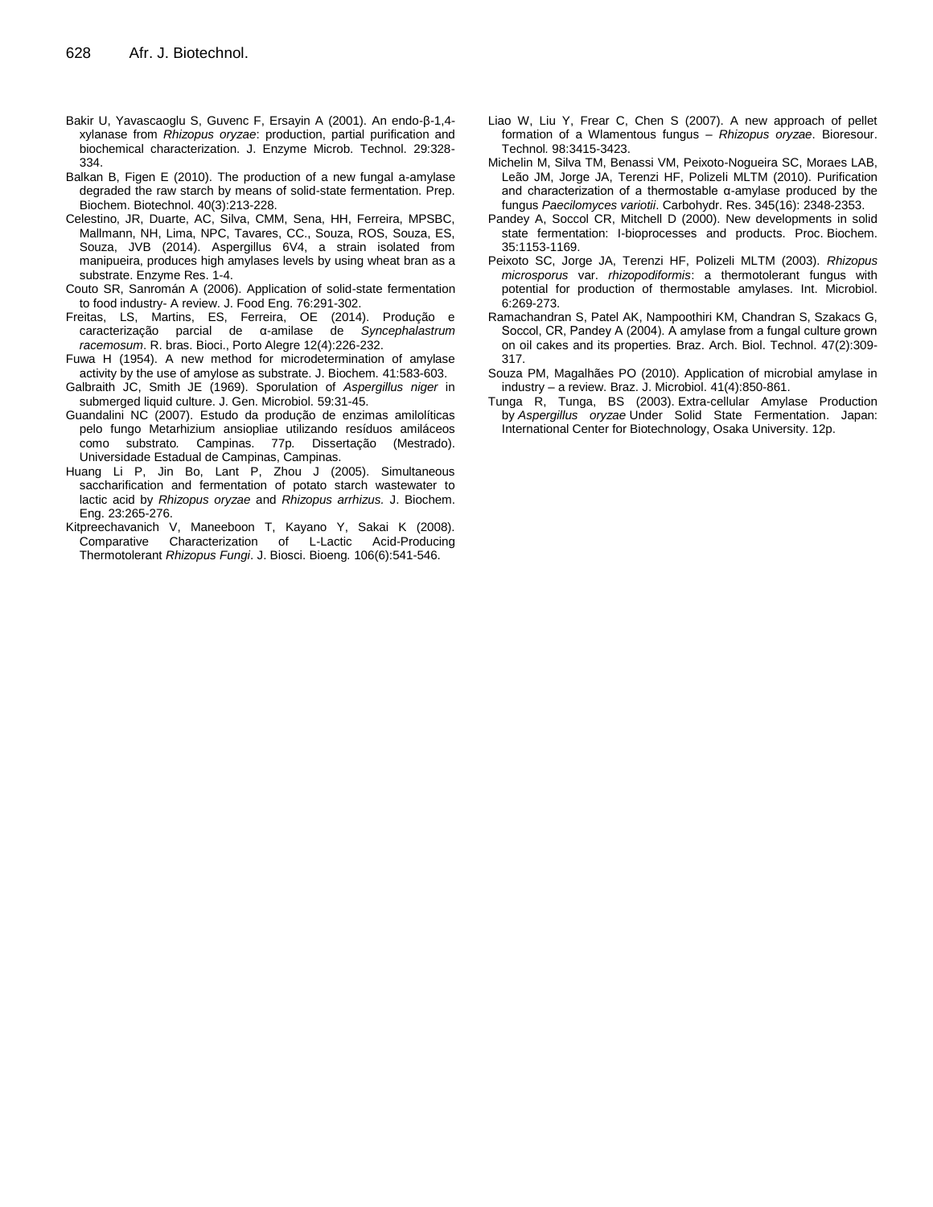Bakir U, Yavascaoglu S, Guvenc F, Ersayin A (2001). An endo-β-1,4-xylanase from *Rhizopus oryzae*: production, partial purification and biochemical characterization. J. Enzyme Microb. Technol. 29:328-334.

Balkan B, Figen E (2010). The production of a new fungal a-amylase degraded the raw starch by means of solid-state fermentation. Prep. Biochem. Biotechnol. 40(3):213-228.

Celestino, JR, Duarte, AC, Silva, CMM, Sena, HH, Ferreira, MPSBC, Mallmann, NH, Lima, NPC, Tavares, CC., Souza, ROS, Souza, ES, Souza, JVB (2014). Aspergillus 6V4, a strain isolated from manipueira, produces high amylases levels by using wheat bran as a substrate. Enzyme Res. 1-4.

Couto SR, Sanromán A (2006). Application of solid-state fermentation to food industry- A review. J. Food Eng. 76:291-302.

Freitas, LS, Martins, ES, Ferreira, OE (2014). Produção e caracterização parcial de α-amilase de *Syncephalastrum racemosum*. R. bras. Bioci., Porto Alegre 12(4):226-232.

Fuwa H (1954). A new method for microdetermination of amylase activity by the use of amylose as substrate. J. Biochem. 41:583-603.

Galbraith JC, Smith JE (1969). Sporulation of *Aspergillus niger* in submerged liquid culture. J. Gen. Microbiol. 59:31-45.

Guandalini NC (2007). Estudo da produção de enzimas amilolíticas pelo fungo Metarhizium ansiopliae utilizando resíduos amiláceos como substrato. Campinas. 77p. Dissertação (Mestrado). Universidade Estadual de Campinas, Campinas.

Huang Li P, Jin Bo, Lant P, Zhou J (2005). Simultaneous saccharification and fermentation of potato starch wastewater to lactic acid by *Rhizopus oryzae* and *Rhizopus arrhizus*. J. Biochem. Eng. 23:265-276.

Kitpreechavanich V, Maneeboon T, Kayano Y, Sakai K (2008). Comparative Characterization of L-Lactic Acid-Producing Thermotolerant *Rhizopus Fungi*. J. Biosci. Bioeng. 106(6):541-546.

Liao W, Liu Y, Frear C, Chen S (2007). A new approach of pellet formation of a Wlamentous fungus – *Rhizopus oryzae*. Bioresour. Technol. 98:3415-3423.

Michelin M, Silva TM, Benassi VM, Peixoto-Nogueira SC, Moraes LAB, Leão JM, Jorge JA, Terenzi HF, Polizeli MLTM (2010). Purification and characterization of a thermostable α-amylase produced by the fungus *Paecilomyces variotii*. Carbohydr. Res. 345(16): 2348-2353.

Pandey A, Soccol CR, Mitchell D (2000). New developments in solid state fermentation: I-bioprocesses and products. Proc. Biochem. 35:1153-1169.

Peixoto SC, Jorge JA, Terenzi HF, Polizeli MLTM (2003). *Rhizopus microsporus* var. *rhizopodiformis*: a thermotolerant fungus with potential for production of thermostable amylases. Int. Microbiol. 6:269-273.

Ramachandran S, Patel AK, Nampoothiri KM, Chandran S, Szakacs G, Soccol, CR, Pandey A (2004). A amylase from a fungal culture grown on oil cakes and its properties. Braz. Arch. Biol. Technol. 47(2):309-317.

Souza PM, Magalhães PO (2010). Application of microbial amylase in industry – a review. Braz. J. Microbiol. 41(4):850-861.

Tunga R, Tunga, BS (2003). Extra-cellular Amylase Production by *Aspergillus oryzae* Under Solid State Fermentation. Japan: International Center for Biotechnology, Osaka University. 12p.